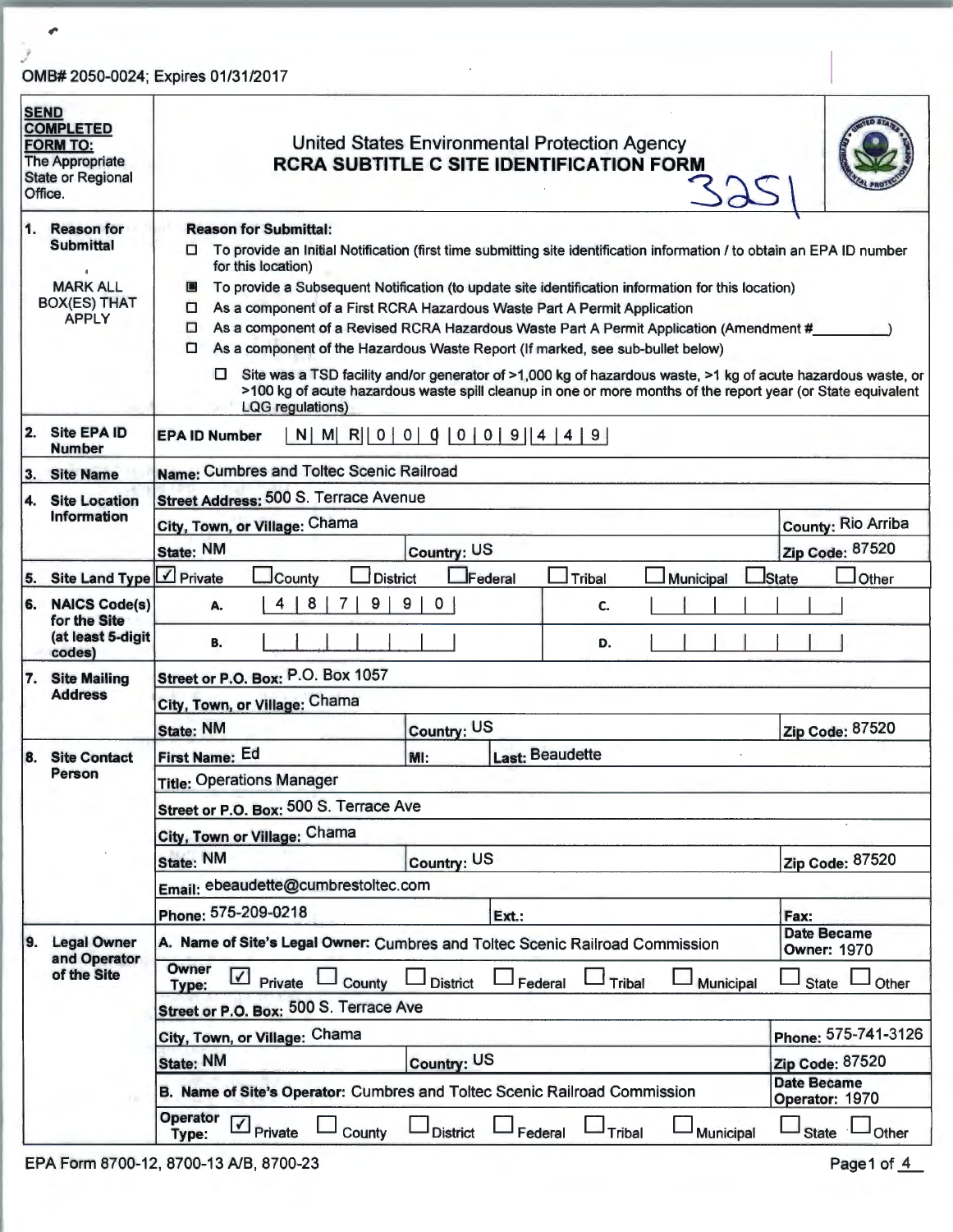OMB# 2050-0024; Expires 01/31/2017

**SEND COMPLETED FORM TO:** The Appropriate State or Regional Office.

# United States Environmental Protection Agency
## RCRA SUBTITLE C SITE IDENTIFICATION FORM

3251

| | |
|---|---|
| **1. Reason for Submittal** MARK ALL BOX(ES) THAT APPLY | **Reason for Submittal:** ☐ To provide an Initial Notification (first time submitting site identification information / to obtain an EPA ID number for this location) ☒ To provide a Subsequent Notification (to update site identification information for this location) ☐ As a component of a First RCRA Hazardous Waste Part A Permit Application ☐ As a component of a Revised RCRA Hazardous Waste Part A Permit Application (Amendment #\_\_\_\_\_\_\_) ☐ As a component of the Hazardous Waste Report (If marked, see sub-bullet below) ☐ Site was a TSD facility and/or generator of >1,000 kg of hazardous waste, >1 kg of acute hazardous waste, or >100 kg of acute hazardous waste spill cleanup in one or more months of the report year (or State equivalent LQG regulations) |
| **2. Site EPA ID Number** | **EPA ID Number** N M R 0 0 0 0 0 9 4 4 9 |
| **3. Site Name** | **Name:** Cumbres and Toltec Scenic Railroad |
| **4. Site Location Information** | **Street Address:** 500 S. Terrace Avenue; **City, Town, or Village:** Chama; **County:** Rio Arriba; **State:** NM; **Country:** US; **Zip Code:** 87520 |
| **5. Site Land Type** | ☑ Private ☐ County ☐ District ☐ Federal ☐ Tribal ☐ Municipal ☐ State ☐ Other |
| **6. NAICS Code(s) for the Site (at least 5-digit codes)** | A. 4 8 7 9 9 0; B. ; C. ; D. |
| **7. Site Mailing Address** | **Street or P.O. Box:** P.O. Box 1057; **City, Town, or Village:** Chama; **State:** NM; **Country:** US; **Zip Code:** 87520 |
| **8. Site Contact Person** | **First Name:** Ed; **MI:** ; **Last:** Beaudette; **Title:** Operations Manager; **Street or P.O. Box:** 500 S. Terrace Ave; **City, Town or Village:** Chama; **State:** NM; **Country:** US; **Zip Code:** 87520; **Email:** ebeaudette@cumbrestoltec.com; **Phone:** 575-209-0218; **Ext.:** ; **Fax:** |
| **9. Legal Owner and Operator of the Site** | **A. Name of Site's Legal Owner:** Cumbres and Toltec Scenic Railroad Commission; **Date Became Owner:** 1970; **Owner Type:** ☑ Private ☐ County ☐ District ☐ Federal ☐ Tribal ☐ Municipal ☐ State ☐ Other; **Street or P.O. Box:** 500 S. Terrace Ave; **City, Town, or Village:** Chama; **Phone:** 575-741-3126; **State:** NM; **Country:** US; **Zip Code:** 87520 |
| | **B. Name of Site's Operator:** Cumbres and Toltec Scenic Railroad Commission; **Date Became Operator:** 1970; **Operator Type:** ☑ Private ☐ County ☐ District ☐ Federal ☐ Tribal ☐ Municipal ☐ State ☐ Other |

EPA Form 8700-12, 8700-13 A/B, 8700-23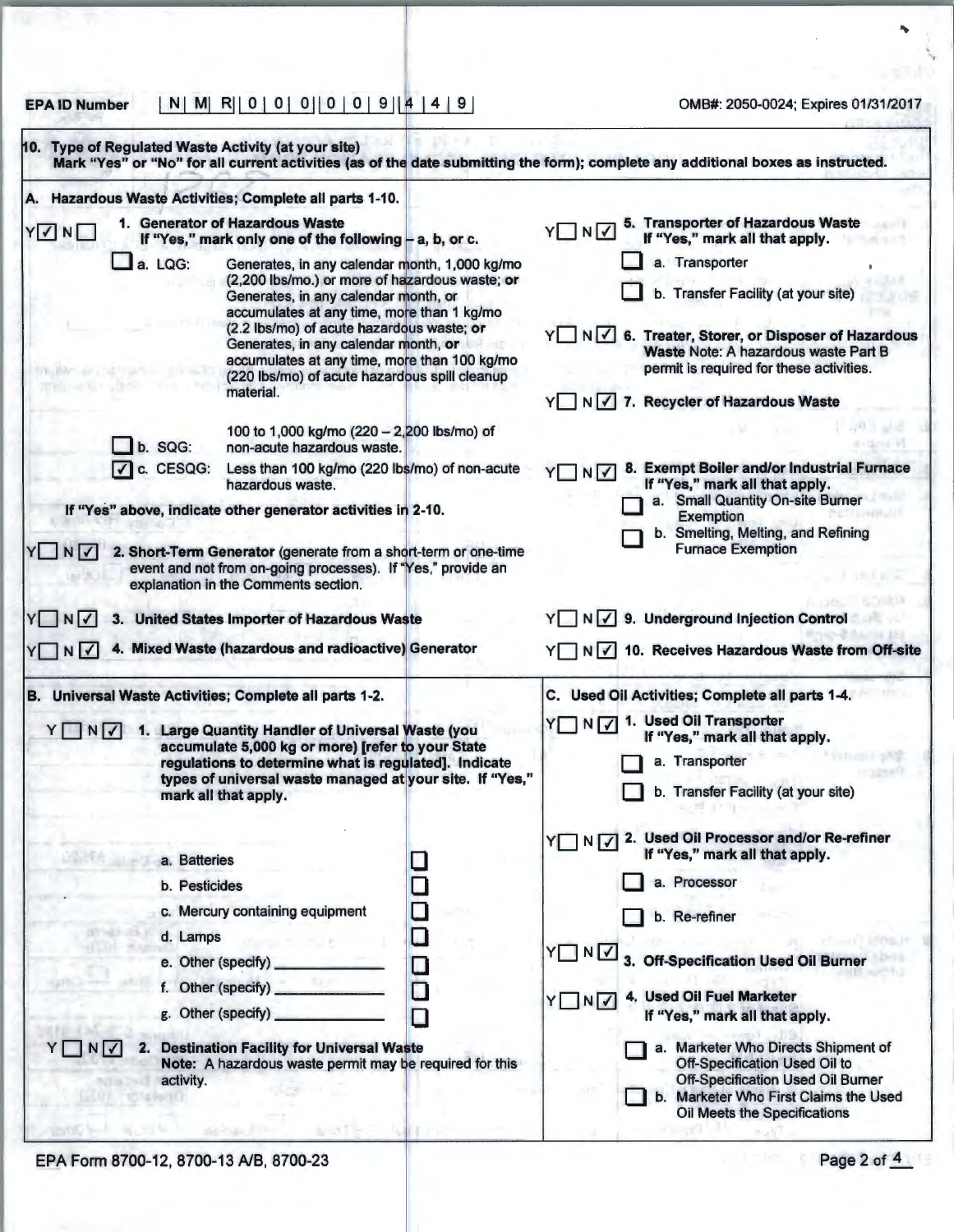EPA ID Number | N | M | R | 0 | 0 | 0 | 0 | 0 | 9 | 4 | 4 | 9 |

OMB#: 2050-0024; Expires 01/31/2017

**10. Type of Regulated Waste Activity (at your site)**
**Mark "Yes" or "No" for all current activities (as of the date submitting the form); complete any additional boxes as instructed.**

## A. Hazardous Waste Activities; Complete all parts 1-10.

Y ☑ N ☐ **1. Generator of Hazardous Waste**
**If "Yes," mark only one of the following – a, b, or c.**

☐ a. LQG: Generates, in any calendar month, 1,000 kg/mo (2,200 lbs/mo.) or more of hazardous waste; **or** Generates, in any calendar month, or accumulates at any time, more than 1 kg/mo (2.2 lbs/mo) of acute hazardous waste; **or** Generates, in any calendar month, or accumulates at any time, more than 100 kg/mo (220 lbs/mo) of acute hazardous spill cleanup material.

☐ b. SQG: 100 to 1,000 kg/mo (220 – 2,200 lbs/mo) of non-acute hazardous waste.

☑ c. CESQG: Less than 100 kg/mo (220 lbs/mo) of non-acute hazardous waste.

**If "Yes" above, indicate other generator activities in 2-10.**

Y ☐ N ☑ **2. Short-Term Generator** (generate from a short-term or one-time event and not from on-going processes). If "Yes," provide an explanation in the Comments section.

Y ☐ N ☑ **3. United States Importer of Hazardous Waste**

Y ☐ N ☑ **4. Mixed Waste (hazardous and radioactive) Generator**

Y ☐ N ☑ **5. Transporter of Hazardous Waste**
**If "Yes," mark all that apply.**

☐ a. Transporter

☐ b. Transfer Facility (at your site)

Y ☐ N ☑ **6. Treater, Storer, or Disposer of Hazardous Waste** Note: A hazardous waste Part B permit is required for these activities.

Y ☐ N ☑ **7. Recycler of Hazardous Waste**

Y ☐ N ☑ **8. Exempt Boiler and/or Industrial Furnace**
**If "Yes," mark all that apply.**

☐ a. Small Quantity On-site Burner Exemption

☐ b. Smelting, Melting, and Refining Furnace Exemption

Y ☐ N ☑ **9. Underground Injection Control**

Y ☐ N ☑ **10. Receives Hazardous Waste from Off-site**

## B. Universal Waste Activities; Complete all parts 1-2.

Y ☐ N ☑ **1. Large Quantity Handler of Universal Waste (you accumulate 5,000 kg or more) [refer to your State regulations to determine what is regulated]. Indicate types of universal waste managed at your site. If "Yes," mark all that apply.**

a. Batteries ☐

b. Pesticides ☐

c. Mercury containing equipment ☐

d. Lamps ☐

e. Other (specify) ________ ☐

f. Other (specify) ________ ☐

g. Other (specify) ________ ☐

Y ☐ N ☑ **2. Destination Facility for Universal Waste**
**Note:** A hazardous waste permit may be required for this activity.

## C. Used Oil Activities; Complete all parts 1-4.

Y ☐ N ☑ **1. Used Oil Transporter**
**If "Yes," mark all that apply.**

☐ a. Transporter

☐ b. Transfer Facility (at your site)

Y ☐ N ☑ **2. Used Oil Processor and/or Re-refiner**
**If "Yes," mark all that apply.**

☐ a. Processor

☐ b. Re-refiner

Y ☐ N ☑ **3. Off-Specification Used Oil Burner**

Y ☐ N ☑ **4. Used Oil Fuel Marketer**
**If "Yes," mark all that apply.**

☐ a. Marketer Who Directs Shipment of Off-Specification Used Oil to Off-Specification Used Oil Burner

☐ b. Marketer Who First Claims the Used Oil Meets the Specifications

EPA Form 8700-12, 8700-13 A/B, 8700-23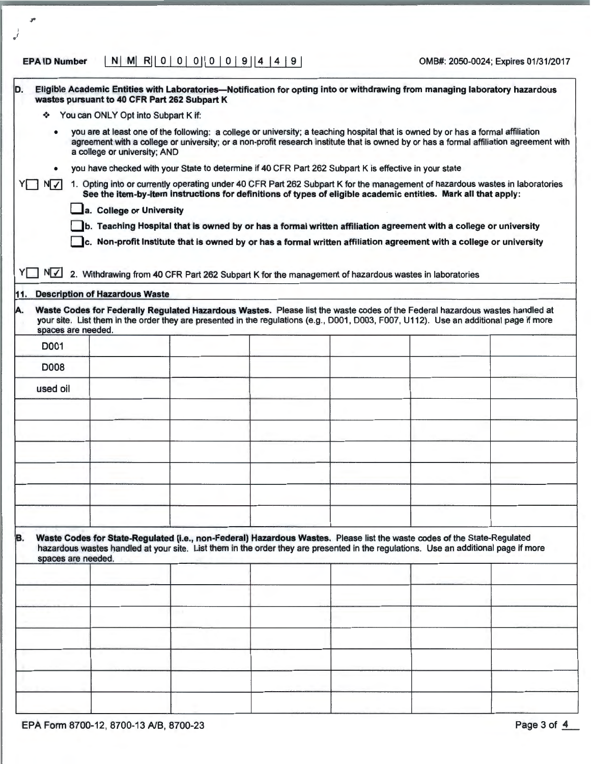EPA ID Number | N | M | R | 0 | 0 | 0 | 0 | 0 | 9 | 4 | 4 | 9 |

OMB#: 2050-0024; Expires 01/31/2017

**D. Eligible Academic Entities with Laboratories—Notification for opting into or withdrawing from managing laboratory hazardous wastes pursuant to 40 CFR Part 262 Subpart K**

- You can ONLY Opt into Subpart K if:
  - you are at least one of the following: a college or university; a teaching hospital that is owned by or has a formal affiliation agreement with a college or university; or a non-profit research institute that is owned by or has a formal affiliation agreement with a college or university; AND
  - you have checked with your State to determine if 40 CFR Part 262 Subpart K is effective in your state

Y☐ N☑ 1. Opting into or currently operating under 40 CFR Part 262 Subpart K for the management of hazardous wastes in laboratories **See the item-by-item instructions for definitions of types of eligible academic entities. Mark all that apply:**

☐ **a. College or University**

☐ **b. Teaching Hospital that is owned by or has a formal written affiliation agreement with a college or university**

☐ **c. Non-profit Institute that is owned by or has a formal written affiliation agreement with a college or university**

Y☐ N☑ 2. Withdrawing from 40 CFR Part 262 Subpart K for the management of hazardous wastes in laboratories

**11. Description of Hazardous Waste**

**A. Waste Codes for Federally Regulated Hazardous Wastes.** Please list the waste codes of the Federal hazardous wastes handled at your site. List them in the order they are presented in the regulations (e.g., D001, D003, F007, U112). Use an additional page if more spaces are needed.

| | | | | | | |
|---|---|---|---|---|---|---|
| D001 | | | | | | |
| D008 | | | | | | |
| used oil | | | | | | |
| | | | | | | |
| | | | | | | |
| | | | | | | |
| | | | | | | |
| | | | | | | |
| | | | | | | |

**B. Waste Codes for State-Regulated (i.e., non-Federal) Hazardous Wastes.** Please list the waste codes of the State-Regulated hazardous wastes handled at your site. List them in the order they are presented in the regulations. Use an additional page if more spaces are needed.

| | | | | | | |
|---|---|---|---|---|---|---|
| | | | | | | |
| | | | | | | |
| | | | | | | |
| | | | | | | |
| | | | | | | |
| | | | | | | |
| | | | | | | |

EPA Form 8700-12, 8700-13 A/B, 8700-23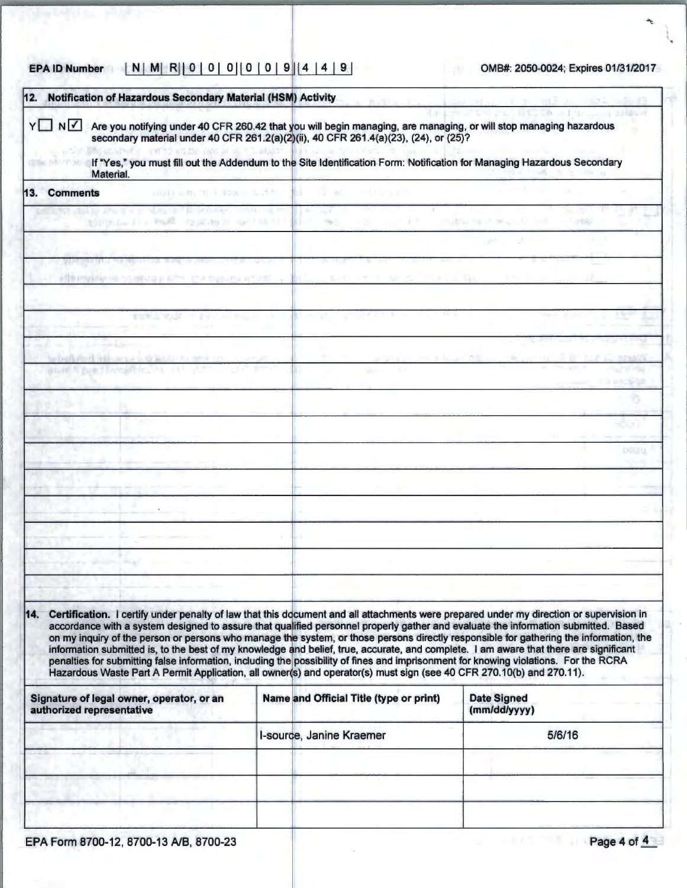EPA ID Number | N | M | R | 0 | 0 | 0 | 0 | 0 | 9 | 4 | 4 | 9 |    OMB#: 2050-0024; Expires 01/31/2017

**12. Notification of Hazardous Secondary Material (HSM) Activity**

Y ☐ N ☑ Are you notifying under 40 CFR 260.42 that you will begin managing, are managing, or will stop managing hazardous secondary material under 40 CFR 261.2(a)(2)(ii), 40 CFR 261.4(a)(23), (24), or (25)?

If "Yes," you must fill out the Addendum to the Site Identification Form: Notification for Managing Hazardous Secondary Material.

**13. Comments**

**14. Certification.** I certify under penalty of law that this document and all attachments were prepared under my direction or supervision in accordance with a system designed to assure that qualified personnel properly gather and evaluate the information submitted. Based on my inquiry of the person or persons who manage the system, or those persons directly responsible for gathering the information, the information submitted is, to the best of my knowledge and belief, true, accurate, and complete. I am aware that there are significant penalties for submitting false information, including the possibility of fines and imprisonment for knowing violations. For the RCRA Hazardous Waste Part A Permit Application, all owner(s) and operator(s) must sign (see 40 CFR 270.10(b) and 270.11).

| Signature of legal owner, operator, or an authorized representative | Name and Official Title (type or print) | Date Signed (mm/dd/yyyy) |
|---|---|---|
| | I-source, Janine Kraemer | 5/6/16 |
| | | |
| | | |
| | | |

EPA Form 8700-12, 8700-13 A/B, 8700-23